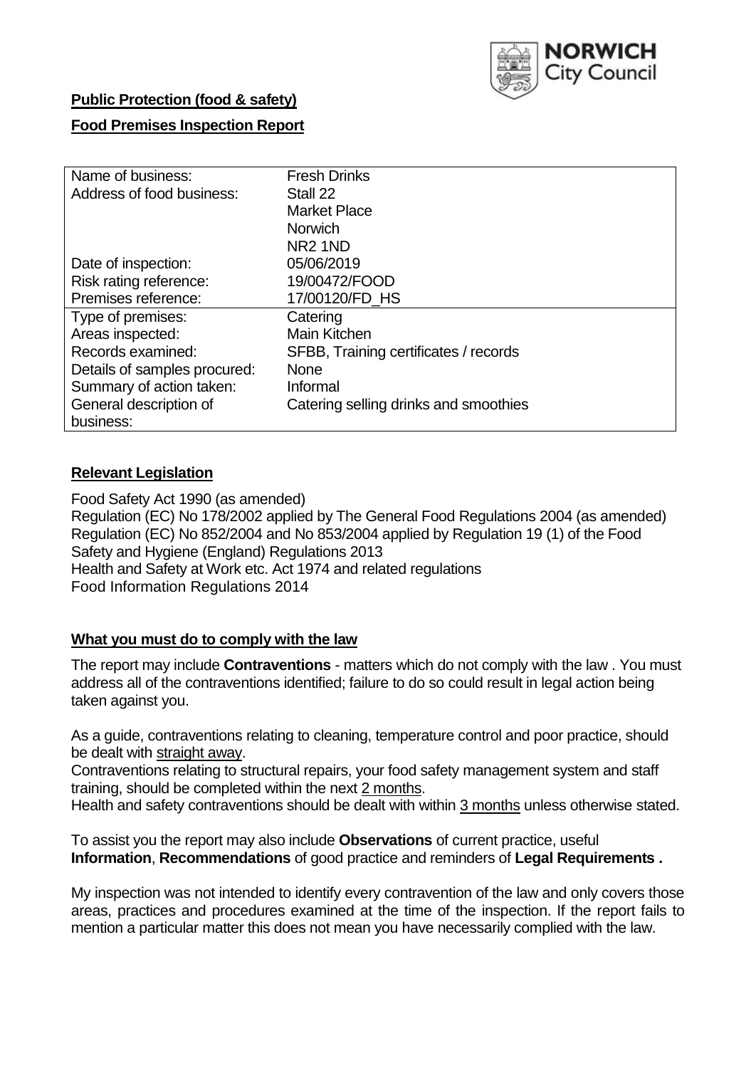NORWICH City Council

**Public Protection (food & safety)**

**Food Premises Inspection Report**

| | |
|---|---|
| Name of business: | Fresh Drinks |
| Address of food business: | Stall 22<br>Market Place<br>Norwich<br>NR2 1ND |
| Date of inspection: | 05/06/2019 |
| Risk rating reference: | 19/00472/FOOD |
| Premises reference: | 17/00120/FD_HS |
| Type of premises: | Catering |
| Areas inspected: | Main Kitchen |
| Records examined: | SFBB, Training certificates / records |
| Details of samples procured: | None |
| Summary of action taken: | Informal |
| General description of business: | Catering selling drinks and smoothies |

## Relevant Legislation

Food Safety Act 1990 (as amended)
Regulation (EC) No 178/2002 applied by The General Food Regulations 2004 (as amended)
Regulation (EC) No 852/2004 and No 853/2004 applied by Regulation 19 (1) of the Food Safety and Hygiene (England) Regulations 2013
Health and Safety at Work etc. Act 1974 and related regulations
Food Information Regulations 2014

## What you must do to comply with the law

The report may include **Contraventions** - matters which do not comply with the law . You must address all of the contraventions identified; failure to do so could result in legal action being taken against you.

As a guide, contraventions relating to cleaning, temperature control and poor practice, should be dealt with straight away.
Contraventions relating to structural repairs, your food safety management system and staff training, should be completed within the next 2 months.
Health and safety contraventions should be dealt with within 3 months unless otherwise stated.

To assist you the report may also include **Observations** of current practice, useful **Information**, **Recommendations** of good practice and reminders of **Legal Requirements .**

My inspection was not intended to identify every contravention of the law and only covers those areas, practices and procedures examined at the time of the inspection. If the report fails to mention a particular matter this does not mean you have necessarily complied with the law.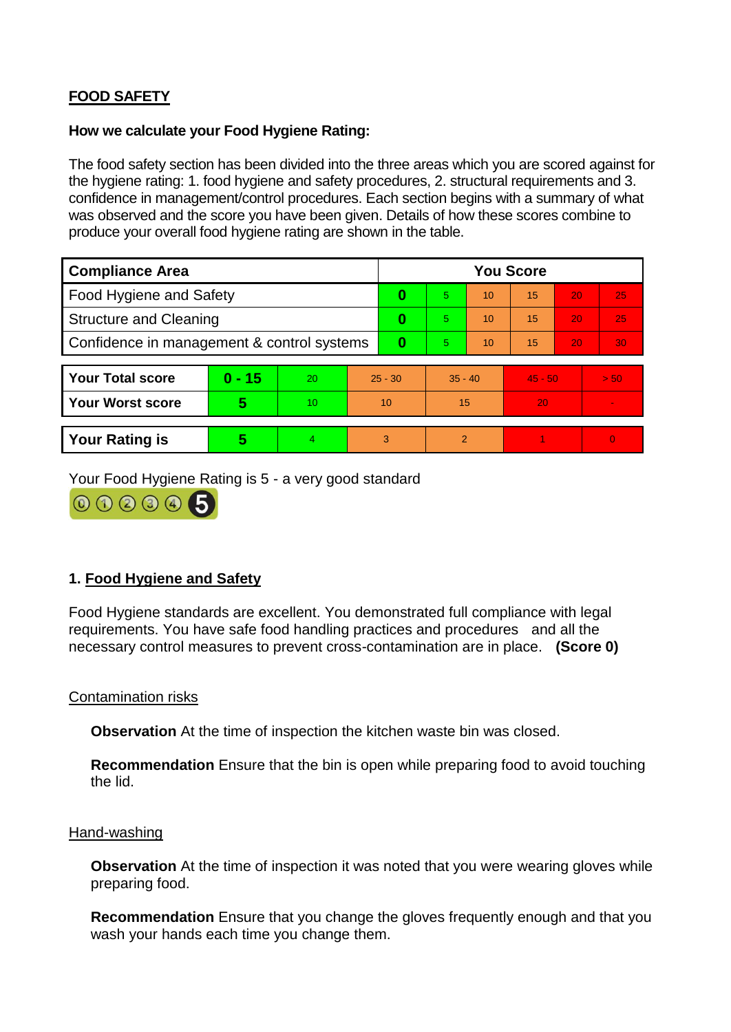## FOOD SAFETY

**How we calculate your Food Hygiene Rating:**

The food safety section has been divided into the three areas which you are scored against for the hygiene rating: 1. food hygiene and safety procedures, 2. structural requirements and 3. confidence in management/control procedures. Each section begins with a summary of what was observed and the score you have been given. Details of how these scores combine to produce your overall food hygiene rating are shown in the table.

| Compliance Area | You Score | | | | | |
|---|---|---|---|---|---|---|
| Food Hygiene and Safety | **0** | 5 | 10 | 15 | 20 | 25 |
| Structure and Cleaning | **0** | 5 | 10 | 15 | 20 | 25 |
| Confidence in management & control systems | **0** | 5 | 10 | 15 | 20 | 30 |

| | | | | | | |
|---|---|---|---|---|---|---|
| **Your Total score** | **0 - 15** | 20 | 25 - 30 | 35 - 40 | 45 - 50 | > 50 |
| **Your Worst score** | **5** | 10 | 10 | 15 | 20 | - |

| | | | | | | |
|---|---|---|---|---|---|---|
| **Your Rating is** | **5** | 4 | 3 | 2 | 1 | 0 |

Your Food Hygiene Rating is 5 - a very good standard

### 1. Food Hygiene and Safety

Food Hygiene standards are excellent. You demonstrated full compliance with legal requirements. You have safe food handling practices and procedures and all the necessary control measures to prevent cross-contamination are in place. **(Score 0)**

Contamination risks

**Observation** At the time of inspection the kitchen waste bin was closed.

**Recommendation** Ensure that the bin is open while preparing food to avoid touching the lid.

Hand-washing

**Observation** At the time of inspection it was noted that you were wearing gloves while preparing food.

**Recommendation** Ensure that you change the gloves frequently enough and that you wash your hands each time you change them.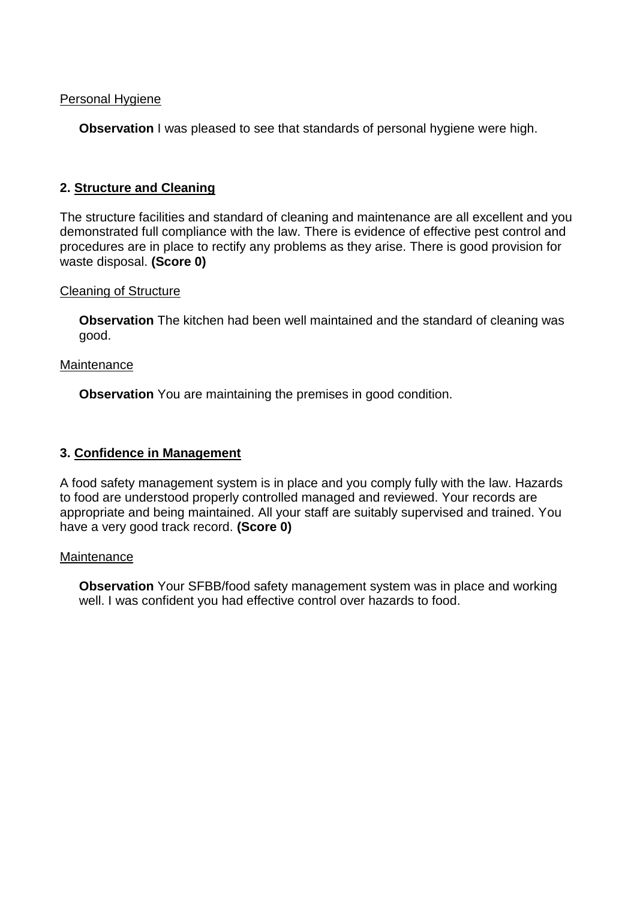Personal Hygiene

**Observation** I was pleased to see that standards of personal hygiene were high.

## 2. Structure and Cleaning

The structure facilities and standard of cleaning and maintenance are all excellent and you demonstrated full compliance with the law. There is evidence of effective pest control and procedures are in place to rectify any problems as they arise. There is good provision for waste disposal. **(Score 0)**

Cleaning of Structure

**Observation** The kitchen had been well maintained and the standard of cleaning was good.

Maintenance

**Observation** You are maintaining the premises in good condition.

## 3. Confidence in Management

A food safety management system is in place and you comply fully with the law. Hazards to food are understood properly controlled managed and reviewed. Your records are appropriate and being maintained. All your staff are suitably supervised and trained. You have a very good track record. **(Score 0)**

Maintenance

**Observation** Your SFBB/food safety management system was in place and working well. I was confident you had effective control over hazards to food.